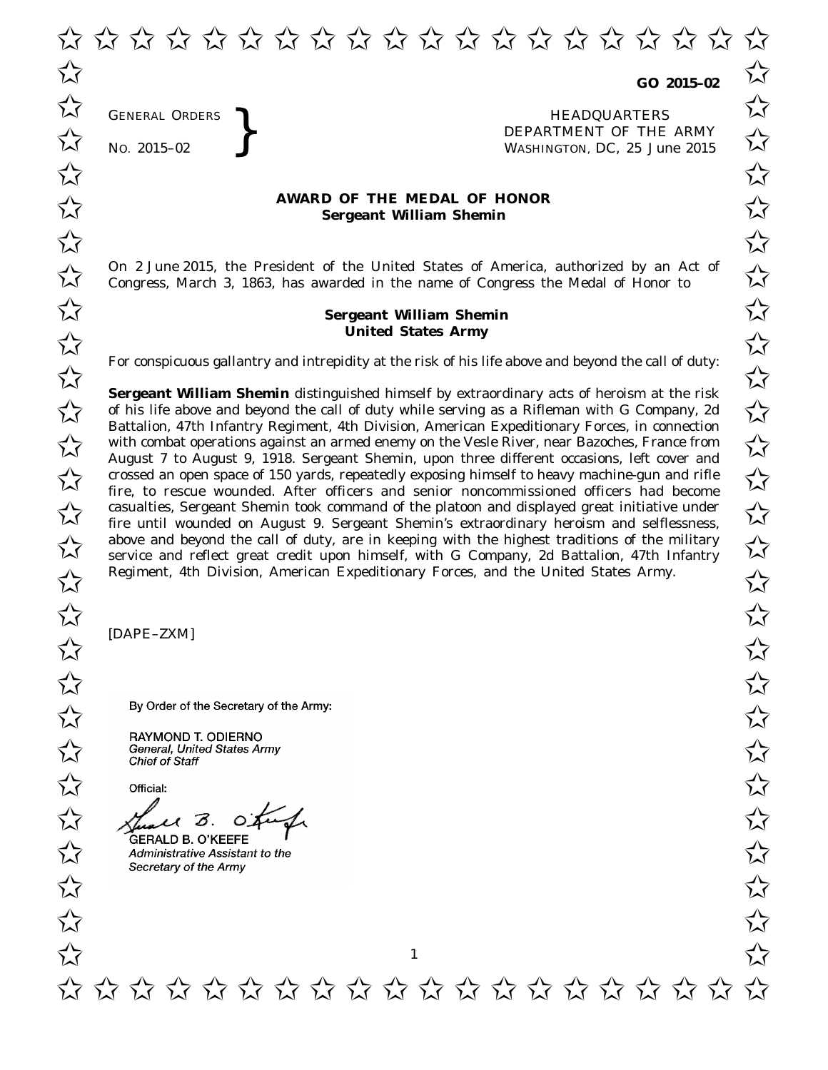**GO 2015–02**

GENERAL ORDERS
NO. 2015–02

HEADQUARTERS
DEPARTMENT OF THE ARMY
WASHINGTON, DC, 25 June 2015

**AWARD OF THE MEDAL OF HONOR**
**Sergeant William Shemin**

On 2 June 2015, the President of the United States of America, authorized by an Act of Congress, March 3, 1863, has awarded in the name of Congress the Medal of Honor to

**Sergeant William Shemin**
**United States Army**

For conspicuous gallantry and intrepidity at the risk of his life above and beyond the call of duty:

**Sergeant William Shemin** distinguished himself by extraordinary acts of heroism at the risk of his life above and beyond the call of duty while serving as a Rifleman with G Company, 2d Battalion, 47th Infantry Regiment, 4th Division, American Expeditionary Forces, in connection with combat operations against an armed enemy on the Vesle River, near Bazoches, France from August 7 to August 9, 1918. Sergeant Shemin, upon three different occasions, left cover and crossed an open space of 150 yards, repeatedly exposing himself to heavy machine-gun and rifle fire, to rescue wounded. After officers and senior noncommissioned officers had become casualties, Sergeant Shemin took command of the platoon and displayed great initiative under fire until wounded on August 9. Sergeant Shemin's extraordinary heroism and selflessness, above and beyond the call of duty, are in keeping with the highest traditions of the military service and reflect great credit upon himself, with G Company, 2d Battalion, 47th Infantry Regiment, 4th Division, American Expeditionary Forces, and the United States Army.

[DAPE–ZXM]

By Order of the Secretary of the Army:

RAYMOND T. ODIERNO
*General, United States Army*
*Chief of Staff*

Official:

GERALD B. O'KEEFE
*Administrative Assistant to the*
*Secretary of the Army*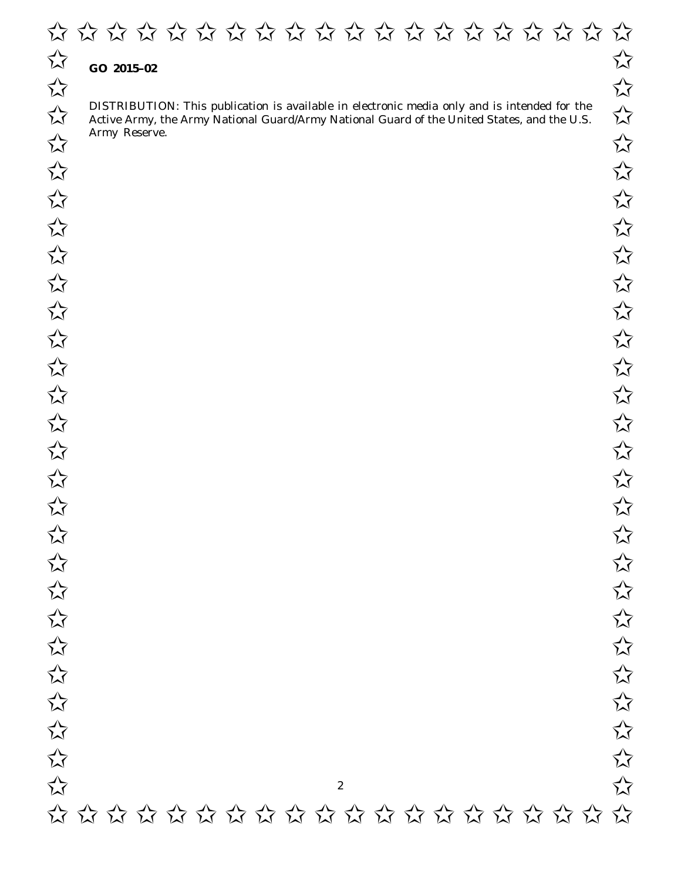**GO 2015–02**

DISTRIBUTION: This publication is available in electronic media only and is intended for the Active Army, the Army National Guard/Army National Guard of the United States, and the U.S. Army Reserve.